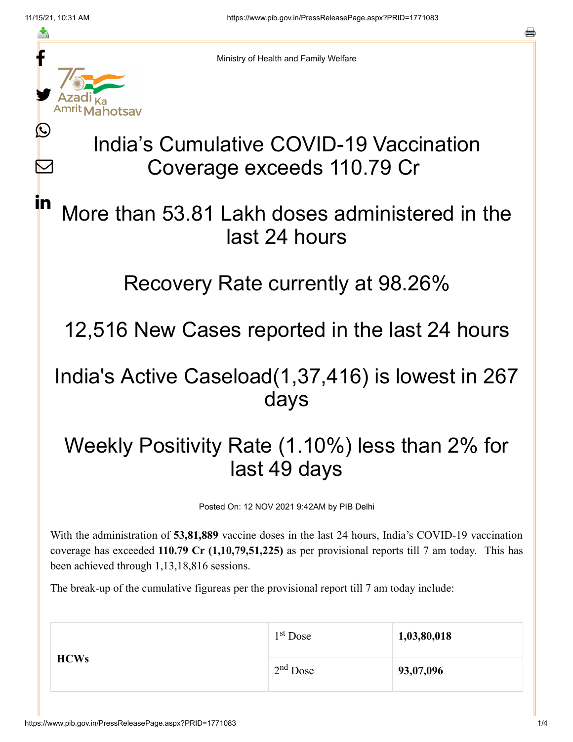Ministry of Health and Family Welfare

# India's Cumulative COVID-19 Vaccination Coverage exceeds 110.79 Cr

## More than 53.81 Lakh doses administered in the last 24 hours

## Recovery Rate currently at 98.26%

## 12,516 New Cases reported in the last 24 hours

## India's Active Caseload(1,37,416) is lowest in 267 days

## Weekly Positivity Rate (1.10%) less than 2% for last 49 days

Posted On: 12 NOV 2021 9:42AM by PIB Delhi

With the administration of **53,81,889** vaccine doses in the last 24 hours, India's COVID-19 vaccination coverage has exceeded **110.79 Cr (1,10,79,51,225)** as per provisional reports till 7 am today. This has been achieved through 1,13,18,816 sessions.

The break-up of the cumulative figureas per the provisional report till 7 am today include:

| | | |
|---|---|---|
| **HCWs** | 1st Dose | **1,03,80,018** |
| | 2nd Dose | **93,07,096** |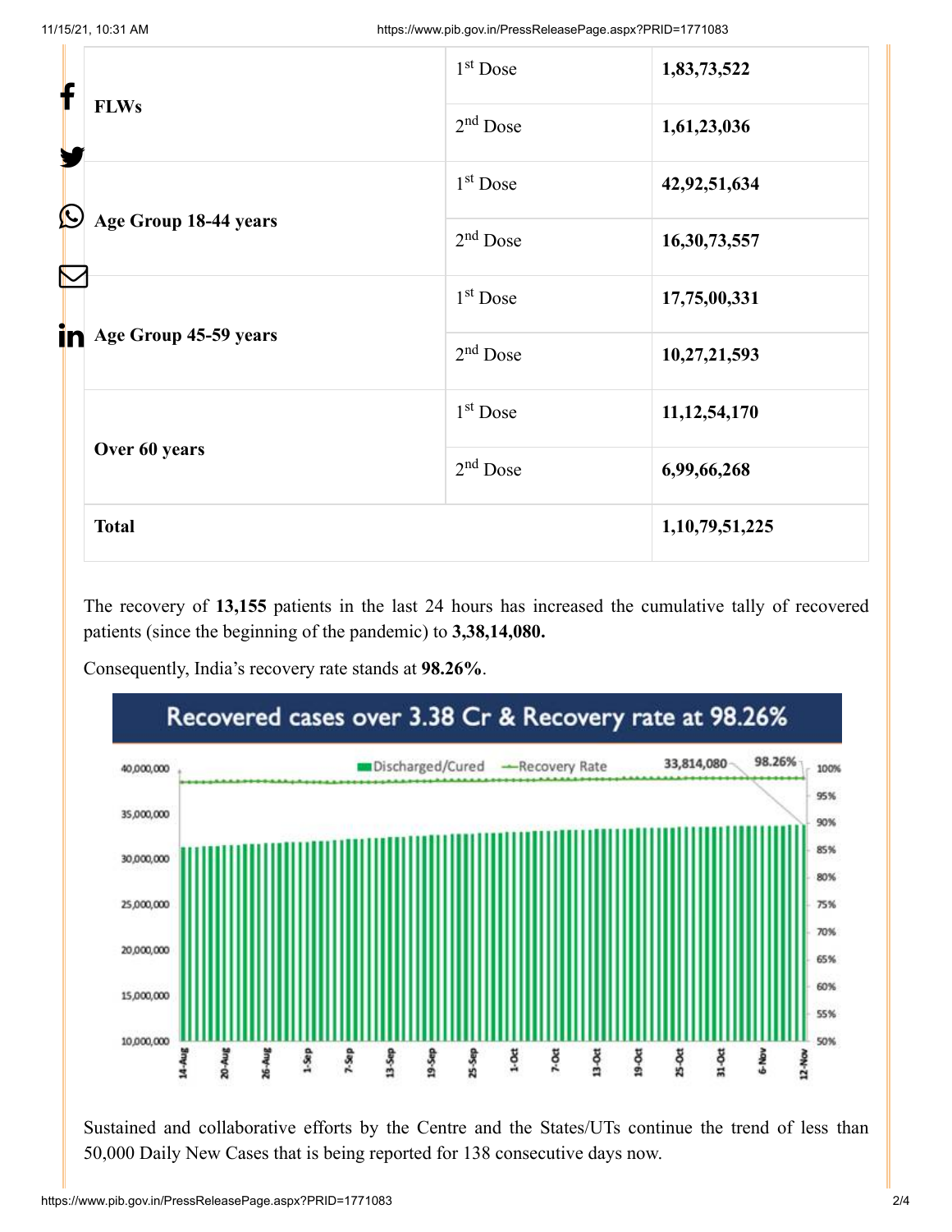| | | |
|---|---|---|
| **FLWs** | 1st Dose | **1,83,73,522** |
| | 2nd Dose | **1,61,23,036** |
| **Age Group 18-44 years** | 1st Dose | **42,92,51,634** |
| | 2nd Dose | **16,30,73,557** |
| **Age Group 45-59 years** | 1st Dose | **17,75,00,331** |
| | 2nd Dose | **10,27,21,593** |
| **Over 60 years** | 1st Dose | **11,12,54,170** |
| | 2nd Dose | **6,99,66,268** |
| **Total** | | **1,10,79,51,225** |

The recovery of **13,155** patients in the last 24 hours has increased the cumulative tally of recovered patients (since the beginning of the pandemic) to **3,38,14,080.**

Consequently, India's recovery rate stands at **98.26%**.

Recovered cases over 3.38 Cr & Recovery rate at 98.26%

Sustained and collaborative efforts by the Centre and the States/UTs continue the trend of less than 50,000 Daily New Cases that is being reported for 138 consecutive days now.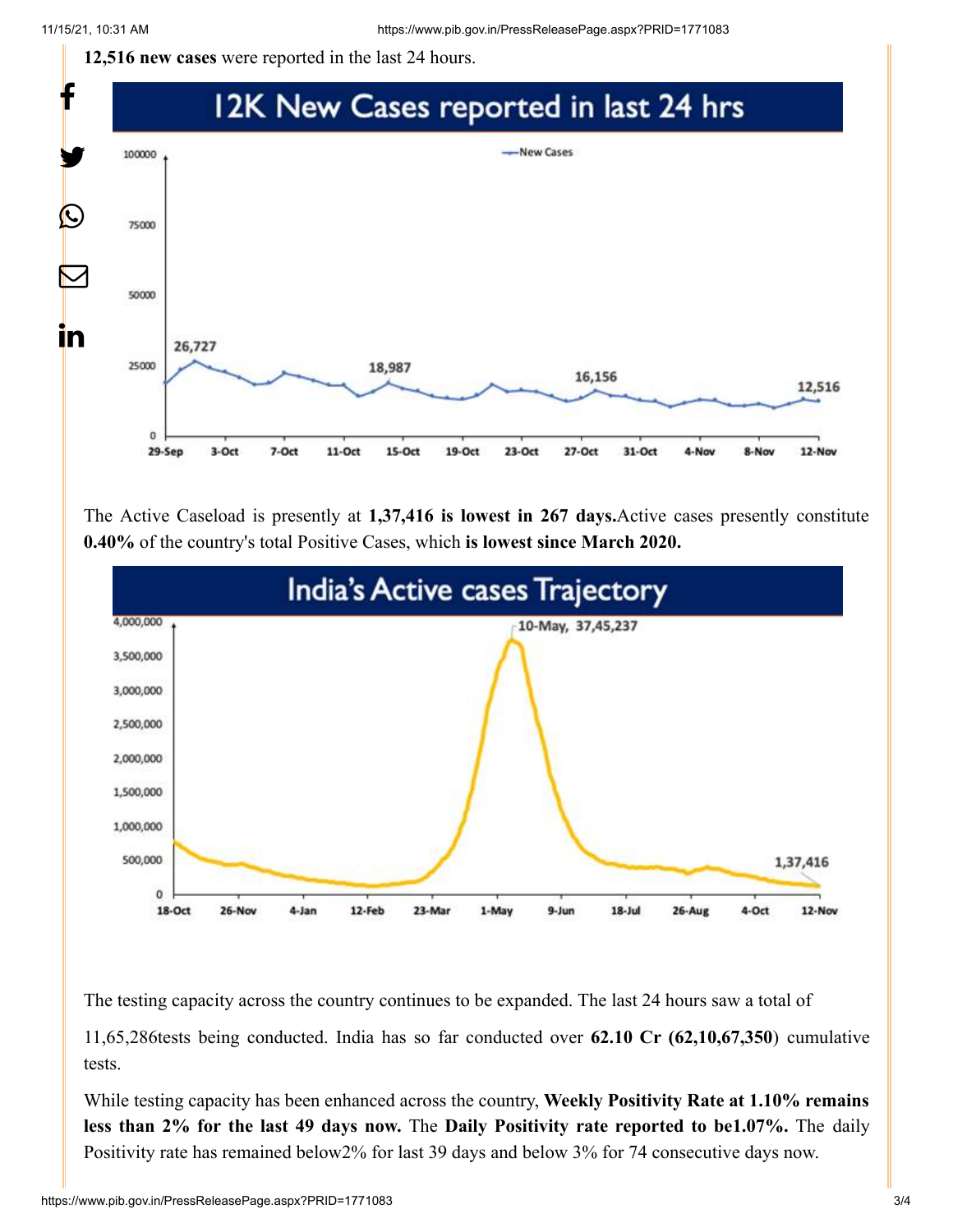**12,516 new cases** were reported in the last 24 hours.

The Active Caseload is presently at **1,37,416 is lowest in 267 days.**Active cases presently constitute **0.40%** of the country's total Positive Cases, which **is lowest since March 2020.**

The testing capacity across the country continues to be expanded. The last 24 hours saw a total of

11,65,286tests being conducted. India has so far conducted over **62.10 Cr (62,10,67,350**) cumulative tests.

While testing capacity has been enhanced across the country, **Weekly Positivity Rate at 1.10% remains less than 2% for the last 49 days now.** The **Daily Positivity rate reported to be1.07%.** The daily Positivity rate has remained below2% for last 39 days and below 3% for 74 consecutive days now.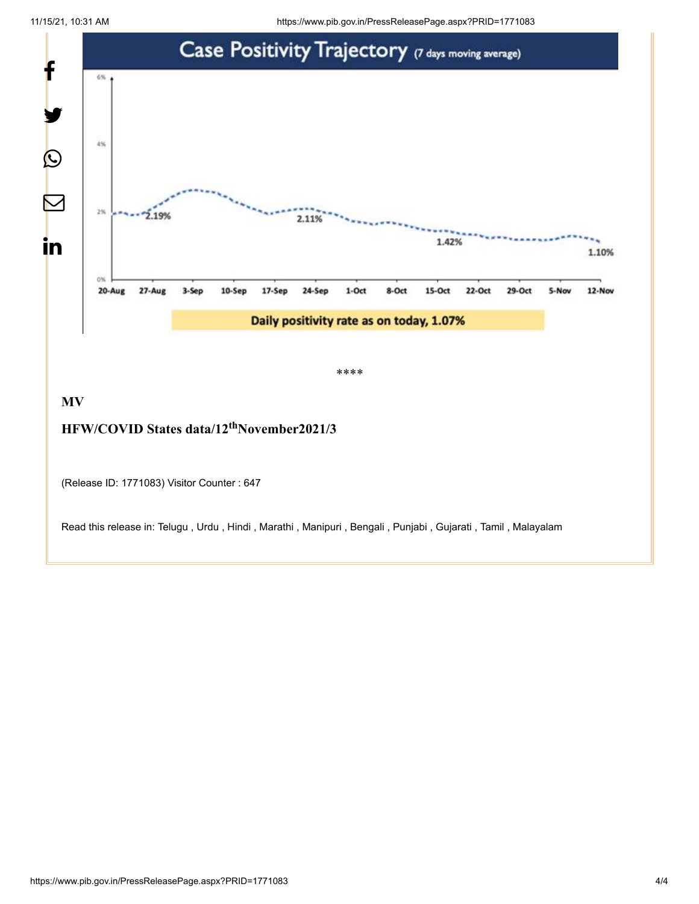Case Positivity Trajectory (7 days moving average)

6%

4%

2%

0%

2.19%

2.11%

1.42%

1.10%

20-Aug 27-Aug 3-Sep 10-Sep 17-Sep 24-Sep 1-Oct 8-Oct 15-Oct 22-Oct 29-Oct 5-Nov 12-Nov

Daily positivity rate as on today, 1.07%

****

**MV**

**HFW/COVID States data/12thNovember2021/3**

(Release ID: 1771083) Visitor Counter : 647

Read this release in: Telugu , Urdu , Hindi , Marathi , Manipuri , Bengali , Punjabi , Gujarati , Tamil , Malayalam